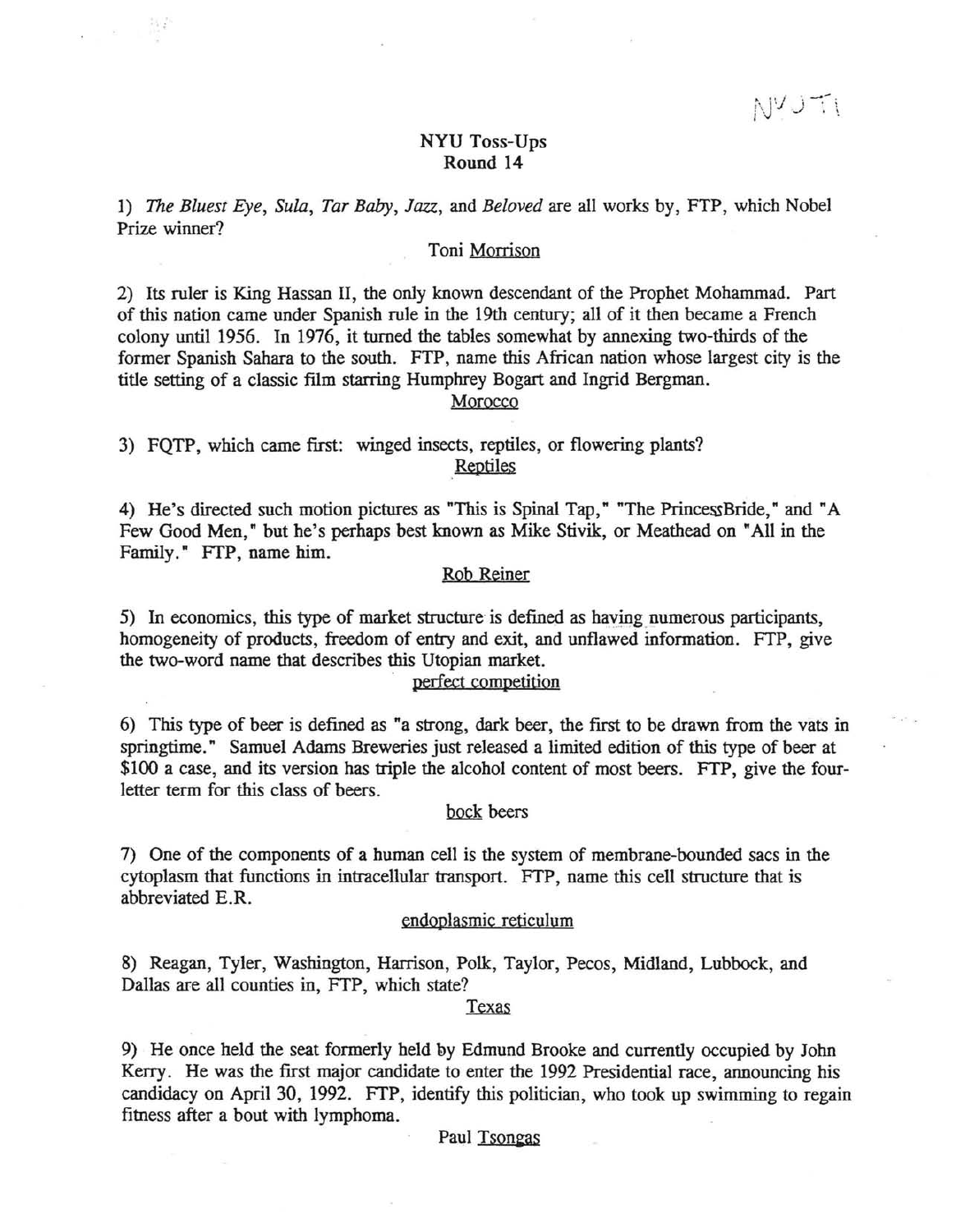NYU TI

# NYU Toss-Ups
## Round 14

1) *The Bluest Eye*, *Sula*, *Tar Baby*, *Jazz*, and *Beloved* are all works by, FTP, which Nobel Prize winner?

Toni Morrison

2) Its ruler is King Hassan II, the only known descendant of the Prophet Mohammad. Part of this nation came under Spanish rule in the 19th century; all of it then became a French colony until 1956. In 1976, it turned the tables somewhat by annexing two-thirds of the former Spanish Sahara to the south. FTP, name this African nation whose largest city is the title setting of a classic film starring Humphrey Bogart and Ingrid Bergman.

Morocco

3) FQTP, which came first: winged insects, reptiles, or flowering plants?

Reptiles

4) He's directed such motion pictures as "This is Spinal Tap," "The PrincessBride," and "A Few Good Men," but he's perhaps best known as Mike Stivik, or Meathead on "All in the Family." FTP, name him.

Rob Reiner

5) In economics, this type of market structure is defined as having numerous participants, homogeneity of products, freedom of entry and exit, and unflawed information. FTP, give the two-word name that describes this Utopian market.

perfect competition

6) This type of beer is defined as "a strong, dark beer, the first to be drawn from the vats in springtime." Samuel Adams Breweries just released a limited edition of this type of beer at $100 a case, and its version has triple the alcohol content of most beers. FTP, give the four-letter term for this class of beers.

bock beers

7) One of the components of a human cell is the system of membrane-bounded sacs in the cytoplasm that functions in intracellular transport. FTP, name this cell structure that is abbreviated E.R.

endoplasmic reticulum

8) Reagan, Tyler, Washington, Harrison, Polk, Taylor, Pecos, Midland, Lubbock, and Dallas are all counties in, FTP, which state?

Texas

9) He once held the seat formerly held by Edmund Brooke and currently occupied by John Kerry. He was the first major candidate to enter the 1992 Presidential race, announcing his candidacy on April 30, 1992. FTP, identify this politician, who took up swimming to regain fitness after a bout with lymphoma.

Paul Tsongas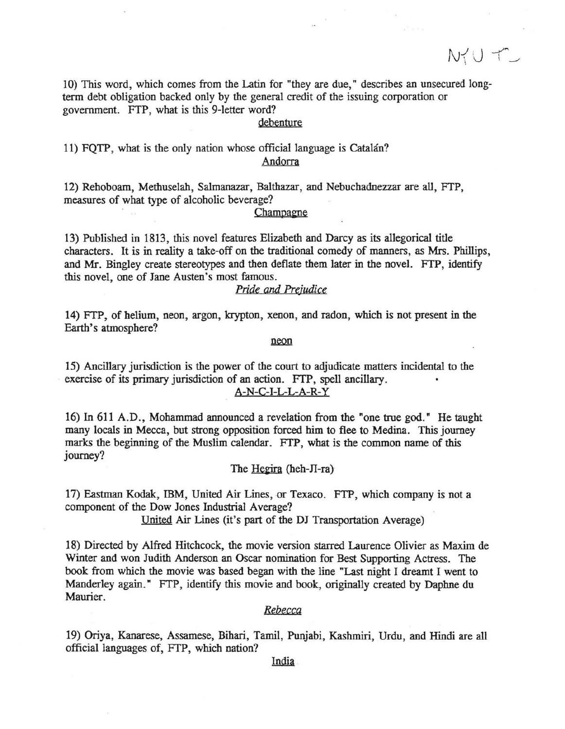NYU T

10) This word, which comes from the Latin for "they are due," describes an unsecured long-term debt obligation backed only by the general credit of the issuing corporation or government. FTP, what is this 9-letter word?

<u>debenture</u>

11) FQTP, what is the only nation whose official language is Catalán?

<u>Andorra</u>

12) Rehoboam, Methuselah, Salmanazar, Balthazar, and Nebuchadnezzar are all, FTP, measures of what type of alcoholic beverage?

<u>Champagne</u>

13) Published in 1813, this novel features Elizabeth and Darcy as its allegorical title characters. It is in reality a take-off on the traditional comedy of manners, as Mrs. Phillips, and Mr. Bingley create stereotypes and then deflate them later in the novel. FTP, identify this novel, one of Jane Austen's most famous.

<u>*Pride and Prejudice*</u>

14) FTP, of helium, neon, argon, krypton, xenon, and radon, which is not present in the Earth's atmosphere?

<u>neon</u>

15) Ancillary jurisdiction is the power of the court to adjudicate matters incidental to the exercise of its primary jurisdiction of an action. FTP, spell ancillary.

<u>A-N-C-I-L-L-A-R-Y</u>

16) In 611 A.D., Mohammad announced a revelation from the "one true god." He taught many locals in Mecca, but strong opposition forced him to flee to Medina. This journey marks the beginning of the Muslim calendar. FTP, what is the common name of this journey?

The <u>Hegira</u> (heh-JI-ra)

17) Eastman Kodak, IBM, United Air Lines, or Texaco. FTP, which company is not a component of the Dow Jones Industrial Average?

<u>United</u> Air Lines (it's part of the DJ Transportation Average)

18) Directed by Alfred Hitchcock, the movie version starred Laurence Olivier as Maxim de Winter and won Judith Anderson an Oscar nomination for Best Supporting Actress. The book from which the movie was based began with the line "Last night I dreamt I went to Manderley again." FTP, identify this movie and book, originally created by Daphne du Maurier.

<u>*Rebecca*</u>

19) Oriya, Kanarese, Assamese, Bihari, Tamil, Punjabi, Kashmiri, Urdu, and Hindi are all official languages of, FTP, which nation?

<u>India</u>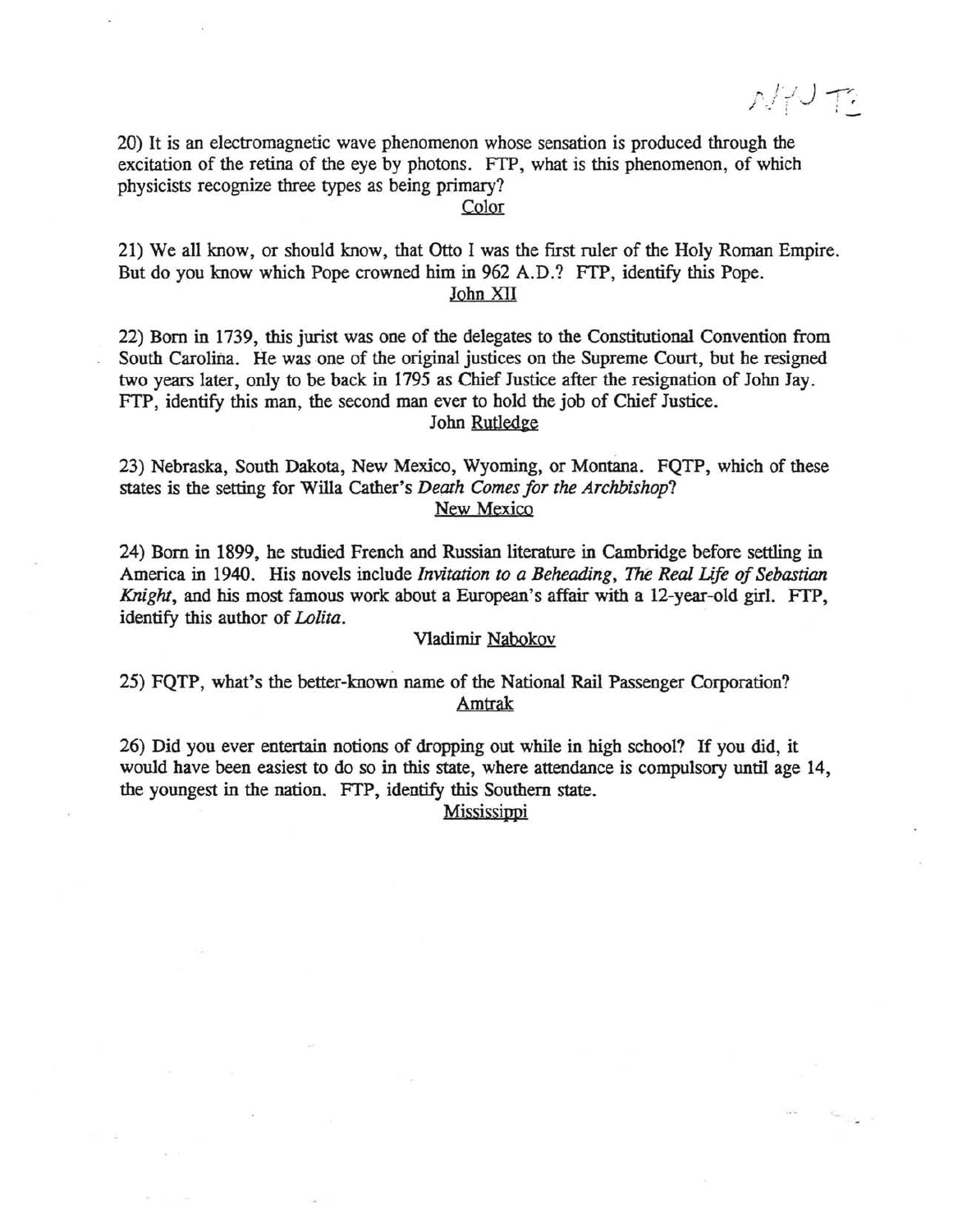NYU T:

20) It is an electromagnetic wave phenomenon whose sensation is produced through the excitation of the retina of the eye by photons. FTP, what is this phenomenon, of which physicists recognize three types as being primary?

Color

21) We all know, or should know, that Otto I was the first ruler of the Holy Roman Empire. But do you know which Pope crowned him in 962 A.D.? FTP, identify this Pope.

John XII

22) Born in 1739, this jurist was one of the delegates to the Constitutional Convention from South Carolina. He was one of the original justices on the Supreme Court, but he resigned two years later, only to be back in 1795 as Chief Justice after the resignation of John Jay. FTP, identify this man, the second man ever to hold the job of Chief Justice.

John Rutledge

23) Nebraska, South Dakota, New Mexico, Wyoming, or Montana. FQTP, which of these states is the setting for Willa Cather's *Death Comes for the Archbishop*?

New Mexico

24) Born in 1899, he studied French and Russian literature in Cambridge before settling in America in 1940. His novels include *Invitation to a Beheading*, *The Real Life of Sebastian Knight*, and his most famous work about a European's affair with a 12-year-old girl. FTP, identify this author of *Lolita*.

Vladimir Nabokov

25) FQTP, what's the better-known name of the National Rail Passenger Corporation?

Amtrak

26) Did you ever entertain notions of dropping out while in high school? If you did, it would have been easiest to do so in this state, where attendance is compulsory until age 14, the youngest in the nation. FTP, identify this Southern state.

Mississippi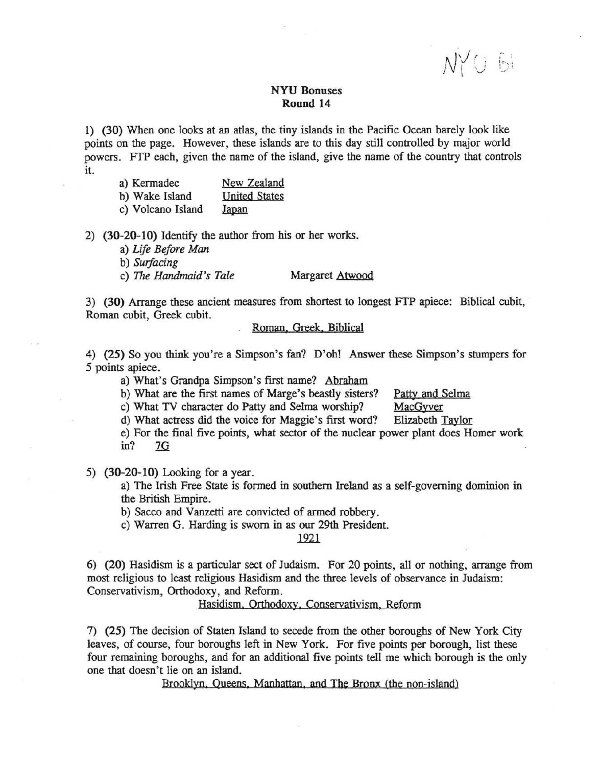NYU B1

**NYU Bonuses**
**Round 14**

1) (30) When one looks at an atlas, the tiny islands in the Pacific Ocean barely look like points on the page. However, these islands are to this day still controlled by major world powers. FTP each, given the name of the island, give the name of the country that controls it.

a) Kermadec — New Zealand
b) Wake Island — United States
c) Volcano Island — Japan

2) **(30-20-10)** Identify the author from his or her works.

a) *Life Before Man*
b) *Surfacing*
c) *The Handmaid's Tale* — Margaret Atwood

3) **(30)** Arrange these ancient measures from shortest to longest FTP apiece: Biblical cubit, Roman cubit, Greek cubit.

Roman, Greek, Biblical

4) **(25)** So you think you're a Simpson's fan? D'oh! Answer these Simpson's stumpers for 5 points apiece.

a) What's Grandpa Simpson's first name? Abraham
b) What are the first names of Marge's beastly sisters? Patty and Selma
c) What TV character do Patty and Selma worship? MacGyver
d) What actress did the voice for Maggie's first word? Elizabeth Taylor
e) For the final five points, what sector of the nuclear power plant does Homer work in? 7G

5) **(30-20-10)** Looking for a year.

a) The Irish Free State is formed in southern Ireland as a self-governing dominion in the British Empire.
b) Sacco and Vanzetti are convicted of armed robbery.
c) Warren G. Harding is sworn in as our 29th President.

1921

6) **(20)** Hasidism is a particular sect of Judaism. For 20 points, all or nothing, arrange from most religious to least religious Hasidism and the three levels of observance in Judaism: Conservativism, Orthodoxy, and Reform.

Hasidism, Orthodoxy, Conservativism, Reform

7) **(25)** The decision of Staten Island to secede from the other boroughs of New York City leaves, of course, four boroughs left in New York. For five points per borough, list these four remaining boroughs, and for an additional five points tell me which borough is the only one that doesn't lie on an island.

Brooklyn, Queens, Manhattan, and The Bronx (the non-island)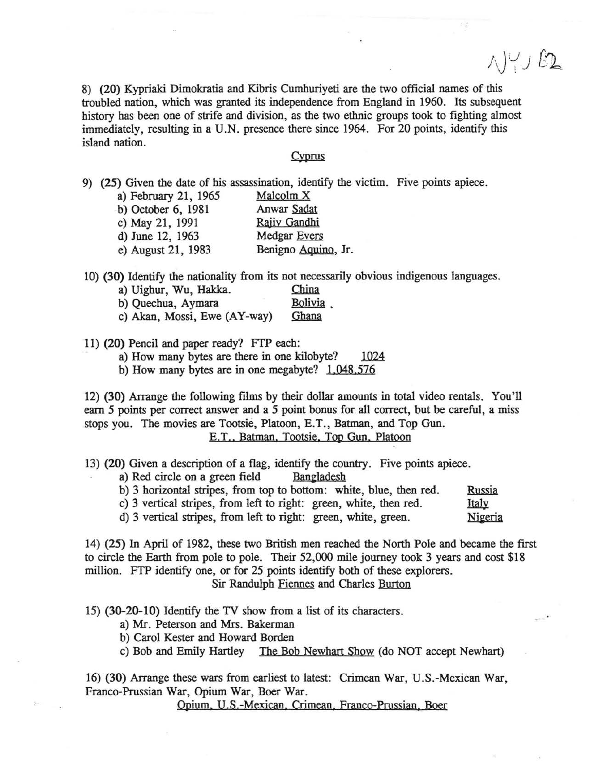NY/B2

8) (20) Kypriaki Dimokratia and Kibris Cumhuriyeti are the two official names of this troubled nation, which was granted its independence from England in 1960. Its subsequent history has been one of strife and division, as the two ethnic groups took to fighting almost immediately, resulting in a U.N. presence there since 1964. For 20 points, identify this island nation.

Cyprus

9) (25) Given the date of his assassination, identify the victim. Five points apiece.

- a) February 21, 1965 — Malcolm X
- b) October 6, 1981 — Anwar Sadat
- c) May 21, 1991 — Rajiv Gandhi
- d) June 12, 1963 — Medgar Evers
- e) August 21, 1983 — Benigno Aquino, Jr.

10) (30) Identify the nationality from its not necessarily obvious indigenous languages.

- a) Uighur, Wu, Hakka. — China
- b) Quechua, Aymara — Bolivia
- c) Akan, Mossi, Ewe (AY-way) — Ghana

11) (20) Pencil and paper ready? FTP each:

- a) How many bytes are there in one kilobyte? 1024
- b) How many bytes are in one megabyte? 1,048,576

12) (30) Arrange the following films by their dollar amounts in total video rentals. You'll earn 5 points per correct answer and a 5 point bonus for all correct, but be careful, a miss stops you. The movies are Tootsie, Platoon, E.T., Batman, and Top Gun.

E.T., Batman, Tootsie, Top Gun, Platoon

13) (20) Given a description of a flag, identify the country. Five points apiece.

- a) Red circle on a green field — Bangladesh
- b) 3 horizontal stripes, from top to bottom: white, blue, then red. — Russia
- c) 3 vertical stripes, from left to right: green, white, then red. — Italy
- d) 3 vertical stripes, from left to right: green, white, green. — Nigeria

14) (25) In April of 1982, these two British men reached the North Pole and became the first to circle the Earth from pole to pole. Their 52,000 mile journey took 3 years and cost $18 million. FTP identify one, or for 25 points identify both of these explorers.

Sir Randulph Fiennes and Charles Burton

15) (30-20-10) Identify the TV show from a list of its characters.

- a) Mr. Peterson and Mrs. Bakerman
- b) Carol Kester and Howard Borden
- c) Bob and Emily Hartley — The Bob Newhart Show (do NOT accept Newhart)

16) (30) Arrange these wars from earliest to latest: Crimean War, U.S.-Mexican War, Franco-Prussian War, Opium War, Boer War.

Opium, U.S.-Mexican, Crimean, Franco-Prussian, Boer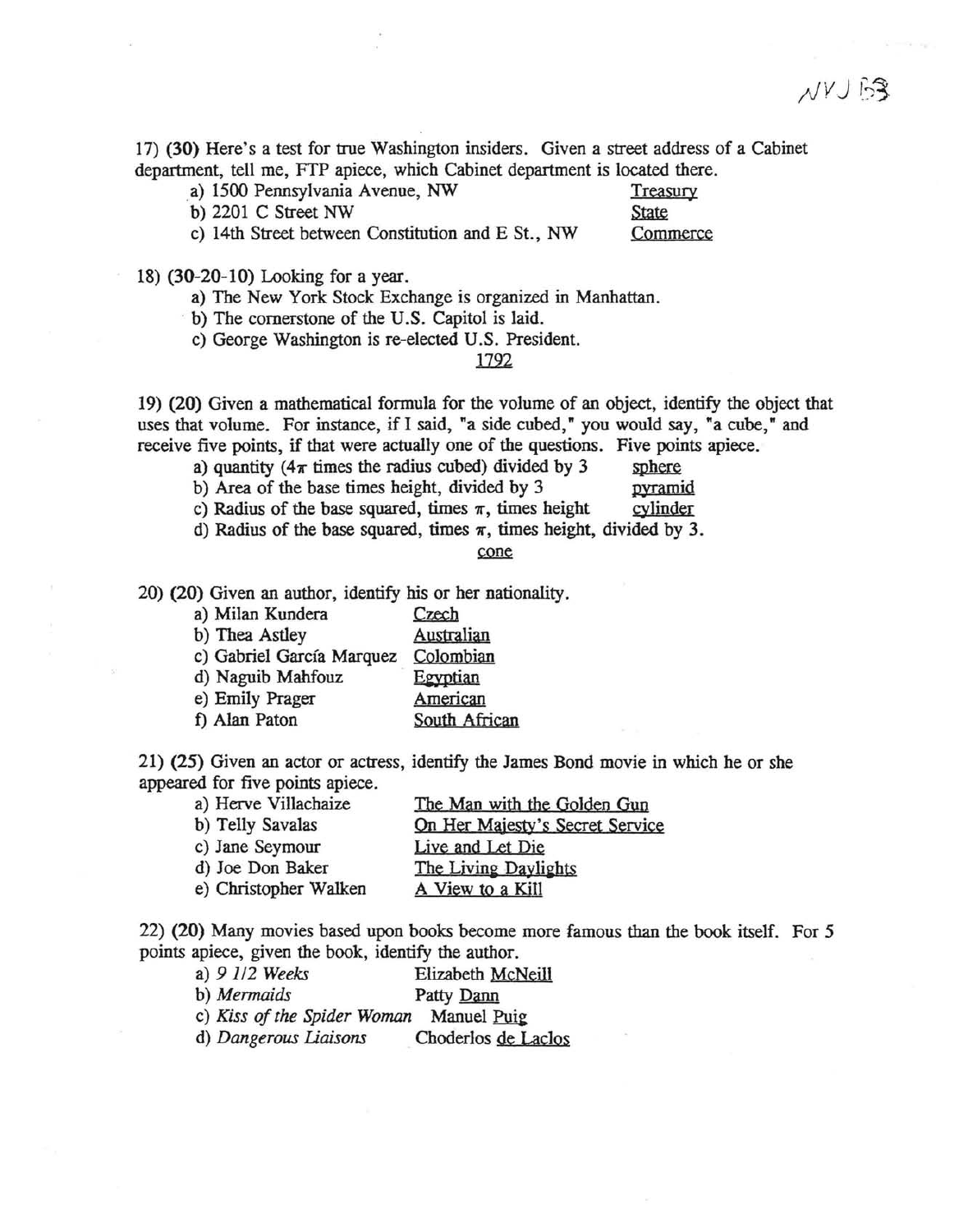17) **(30)** Here's a test for true Washington insiders. Given a street address of a Cabinet department, tell me, FTP apiece, which Cabinet department is located there.

a) 1500 Pennsylvania Avenue, NW — Treasury
b) 2201 C Street NW — State
c) 14th Street between Constitution and E St., NW — Commerce

18) **(30-20-10)** Looking for a year.

a) The New York Stock Exchange is organized in Manhattan.
b) The cornerstone of the U.S. Capitol is laid.
c) George Washington is re-elected U.S. President.

1792

19) **(20)** Given a mathematical formula for the volume of an object, identify the object that uses that volume. For instance, if I said, "a side cubed," you would say, "a cube," and receive five points, if that were actually one of the questions. Five points apiece.

a) quantity ($4\pi$ times the radius cubed) divided by 3 — sphere
b) Area of the base times height, divided by 3 — pyramid
c) Radius of the base squared, times $\pi$, times height — cylinder
d) Radius of the base squared, times $\pi$, times height, divided by 3. — cone

20) **(20)** Given an author, identify his or her nationality.

a) Milan Kundera — Czech
b) Thea Astley — Australian
c) Gabriel García Marquez — Colombian
d) Naguib Mahfouz — Egyptian
e) Emily Prager — American
f) Alan Paton — South African

21) **(25)** Given an actor or actress, identify the James Bond movie in which he or she appeared for five points apiece.

a) Herve Villachaize — The Man with the Golden Gun
b) Telly Savalas — On Her Majesty's Secret Service
c) Jane Seymour — Live and Let Die
d) Joe Don Baker — The Living Daylights
e) Christopher Walken — A View to a Kill

22) **(20)** Many movies based upon books become more famous than the book itself. For 5 points apiece, given the book, identify the author.

a) *9 1/2 Weeks* — Elizabeth McNeill
b) *Mermaids* — Patty Dann
c) *Kiss of the Spider Woman* — Manuel Puig
d) *Dangerous Liaisons* — Choderlos de Laclos